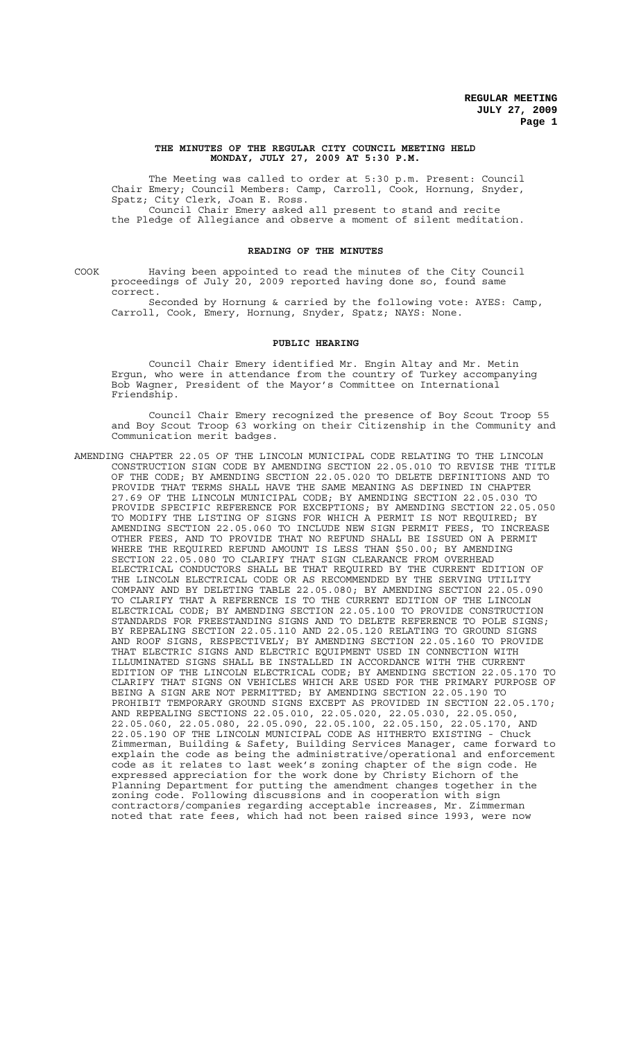**THE MINUTES OF THE REGULAR CITY COUNCIL MEETING HELD MONDAY, JULY 27, 2009 AT 5:30 P.M.**

The Meeting was called to order at 5:30 p.m. Present: Council Chair Emery; Council Members: Camp, Carroll, Cook, Hornung, Snyder, Spatz; City Clerk, Joan E. Ross.

Council Chair Emery asked all present to stand and recite the Pledge of Allegiance and observe a moment of silent meditation.

**READING OF THE MINUTES**

COOK Having been appointed to read the minutes of the City Council proceedings of July 20, 2009 reported having done so, found same correct.

Seconded by Hornung & carried by the following vote: AYES: Camp, Carroll, Cook, Emery, Hornung, Snyder, Spatz; NAYS: None.

**PUBLIC HEARING**

Council Chair Emery identified Mr. Engin Altay and Mr. Metin Ergun, who were in attendance from the country of Turkey accompanying Bob Wagner, President of the Mayor's Committee on International Friendship.

Council Chair Emery recognized the presence of Boy Scout Troop 55 and Boy Scout Troop 63 working on their Citizenship in the Community and Communication merit badges.

AMENDING CHAPTER 22.05 OF THE LINCOLN MUNICIPAL CODE RELATING TO THE LINCOLN CONSTRUCTION SIGN CODE BY AMENDING SECTION 22.05.010 TO REVISE THE TITLE OF THE CODE; BY AMENDING SECTION 22.05.020 TO DELETE DEFINITIONS AND TO PROVIDE THAT TERMS SHALL HAVE THE SAME MEANING AS DEFINED IN CHAPTER 27.69 OF THE LINCOLN MUNICIPAL CODE; BY AMENDING SECTION 22.05.030 TO PROVIDE SPECIFIC REFERENCE FOR EXCEPTIONS; BY AMENDING SECTION 22.05.050 TO MODIFY THE LISTING OF SIGNS FOR WHICH A PERMIT IS NOT REQUIRED; BY AMENDING SECTION 22.05.060 TO INCLUDE NEW SIGN PERMIT FEES, TO INCREASE OTHER FEES, AND TO PROVIDE THAT NO REFUND SHALL BE ISSUED ON A PERMIT WHERE THE REQUIRED REFUND AMOUNT IS LESS THAN $50.00; BY AMENDING SECTION 22.05.080 TO CLARIFY THAT SIGN CLEARANCE FROM OVERHEAD ELECTRICAL CONDUCTORS SHALL BE THAT REQUIRED BY THE CURRENT EDITION OF THE LINCOLN ELECTRICAL CODE OR AS RECOMMENDED BY THE SERVING UTILITY COMPANY AND BY DELETING TABLE 22.05.080; BY AMENDING SECTION 22.05.090 TO CLARIFY THAT A REFERENCE IS TO THE CURRENT EDITION OF THE LINCOLN ELECTRICAL CODE; BY AMENDING SECTION 22.05.100 TO PROVIDE CONSTRUCTION STANDARDS FOR FREESTANDING SIGNS AND TO DELETE REFERENCE TO POLE SIGNS; BY REPEALING SECTION 22.05.110 AND 22.05.120 RELATING TO GROUND SIGNS AND ROOF SIGNS, RESPECTIVELY; BY AMENDING SECTION 22.05.160 TO PROVIDE THAT ELECTRIC SIGNS AND ELECTRIC EQUIPMENT USED IN CONNECTION WITH ILLUMINATED SIGNS SHALL BE INSTALLED IN ACCORDANCE WITH THE CURRENT EDITION OF THE LINCOLN ELECTRICAL CODE; BY AMENDING SECTION 22.05.170 TO CLARIFY THAT SIGNS ON VEHICLES WHICH ARE USED FOR THE PRIMARY PURPOSE OF BEING A SIGN ARE NOT PERMITTED; BY AMENDING SECTION 22.05.190 TO PROHIBIT TEMPORARY GROUND SIGNS EXCEPT AS PROVIDED IN SECTION 22.05.170; AND REPEALING SECTIONS 22.05.010, 22.05.020, 22.05.030, 22.05.050, 22.05.060, 22.05.080, 22.05.090, 22.05.100, 22.05.150, 22.05.170, AND 22.05.190 OF THE LINCOLN MUNICIPAL CODE AS HITHERTO EXISTING - Chuck Zimmerman, Building & Safety, Building Services Manager, came forward to explain the code as being the administrative/operational and enforcement code as it relates to last week's zoning chapter of the sign code. He expressed appreciation for the work done by Christy Eichorn of the Planning Department for putting the amendment changes together in the zoning code. Following discussions and in cooperation with sign contractors/companies regarding acceptable increases, Mr. Zimmerman noted that rate fees, which had not been raised since 1993, were now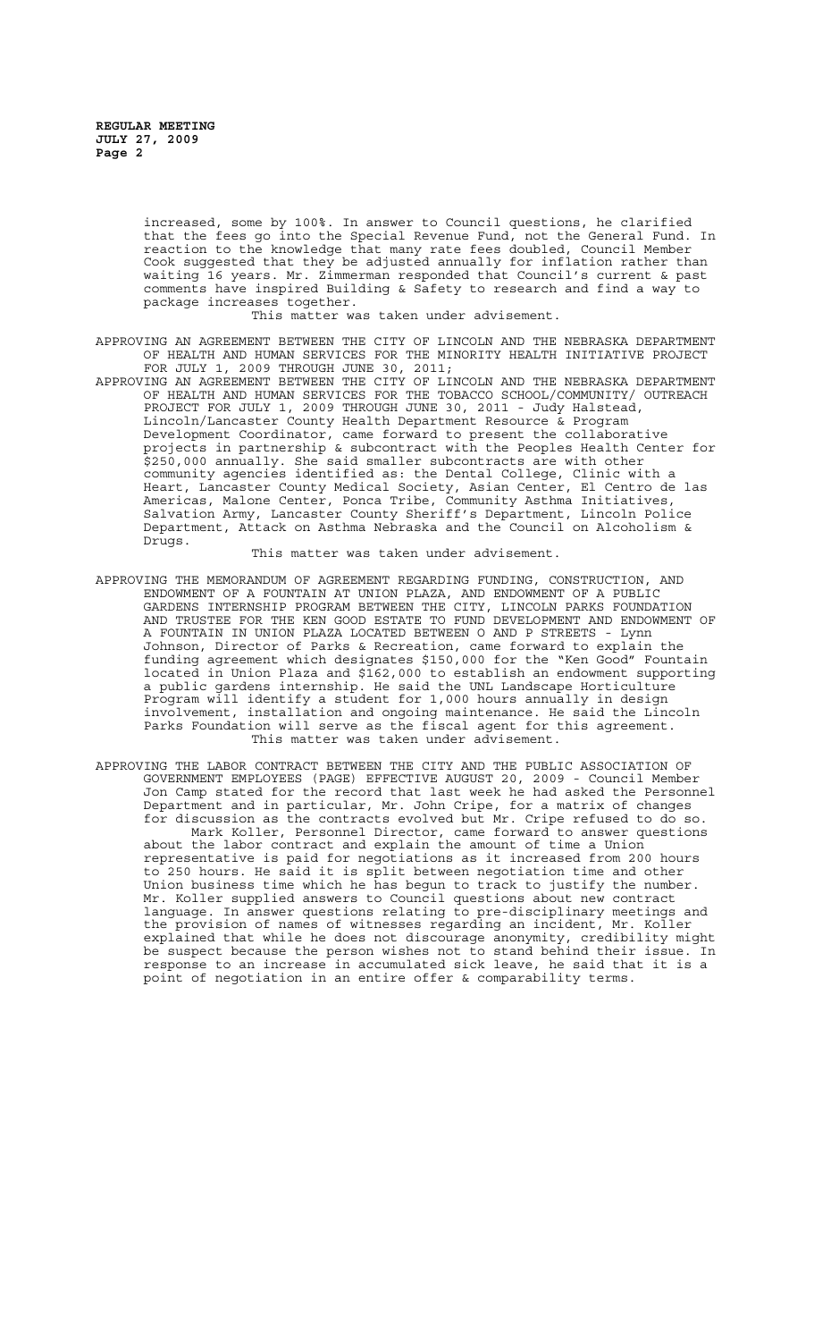increased, some by 100%. In answer to Council questions, he clarified that the fees go into the Special Revenue Fund, not the General Fund. In reaction to the knowledge that many rate fees doubled, Council Member Cook suggested that they be adjusted annually for inflation rather than waiting 16 years. Mr. Zimmerman responded that Council's current & past comments have inspired Building & Safety to research and find a way to package increases together.

This matter was taken under advisement.

APPROVING AN AGREEMENT BETWEEN THE CITY OF LINCOLN AND THE NEBRASKA DEPARTMENT OF HEALTH AND HUMAN SERVICES FOR THE MINORITY HEALTH INITIATIVE PROJECT FOR JULY 1, 2009 THROUGH JUNE 30, 2011;

APPROVING AN AGREEMENT BETWEEN THE CITY OF LINCOLN AND THE NEBRASKA DEPARTMENT OF HEALTH AND HUMAN SERVICES FOR THE TOBACCO SCHOOL/COMMUNITY/ OUTREACH PROJECT FOR JULY 1, 2009 THROUGH JUNE 30, 2011 - Judy Halstead, Lincoln/Lancaster County Health Department Resource & Program Development Coordinator, came forward to present the collaborative projects in partnership & subcontract with the Peoples Health Center for $250,000 annually. She said smaller subcontracts are with other community agencies identified as: the Dental College, Clinic with a Heart, Lancaster County Medical Society, Asian Center, El Centro de las Americas, Malone Center, Ponca Tribe, Community Asthma Initiatives, Salvation Army, Lancaster County Sheriff's Department, Lincoln Police Department, Attack on Asthma Nebraska and the Council on Alcoholism & Drugs.

This matter was taken under advisement.

APPROVING THE MEMORANDUM OF AGREEMENT REGARDING FUNDING, CONSTRUCTION, AND ENDOWMENT OF A FOUNTAIN AT UNION PLAZA, AND ENDOWMENT OF A PUBLIC GARDENS INTERNSHIP PROGRAM BETWEEN THE CITY, LINCOLN PARKS FOUNDATION AND TRUSTEE FOR THE KEN GOOD ESTATE TO FUND DEVELOPMENT AND ENDOWMENT OF A FOUNTAIN IN UNION PLAZA LOCATED BETWEEN O AND P STREETS - Lynn Johnson, Director of Parks & Recreation, came forward to explain the funding agreement which designates $150,000 for the "Ken Good" Fountain located in Union Plaza and $162,000 to establish an endowment supporting a public gardens internship. He said the UNL Landscape Horticulture Program will identify a student for 1,000 hours annually in design involvement, installation and ongoing maintenance. He said the Lincoln Parks Foundation will serve as the fiscal agent for this agreement.

This matter was taken under advisement.

APPROVING THE LABOR CONTRACT BETWEEN THE CITY AND THE PUBLIC ASSOCIATION OF GOVERNMENT EMPLOYEES (PAGE) EFFECTIVE AUGUST 20, 2009 - Council Member Jon Camp stated for the record that last week he had asked the Personnel Department and in particular, Mr. John Cripe, for a matrix of changes for discussion as the contracts evolved but Mr. Cripe refused to do so.

Mark Koller, Personnel Director, came forward to answer questions about the labor contract and explain the amount of time a Union representative is paid for negotiations as it increased from 200 hours to 250 hours. He said it is split between negotiation time and other Union business time which he has begun to track to justify the number. Mr. Koller supplied answers to Council questions about new contract language. In answer questions relating to pre-disciplinary meetings and the provision of names of witnesses regarding an incident, Mr. Koller explained that while he does not discourage anonymity, credibility might be suspect because the person wishes not to stand behind their issue. In response to an increase in accumulated sick leave, he said that it is a point of negotiation in an entire offer & comparability terms.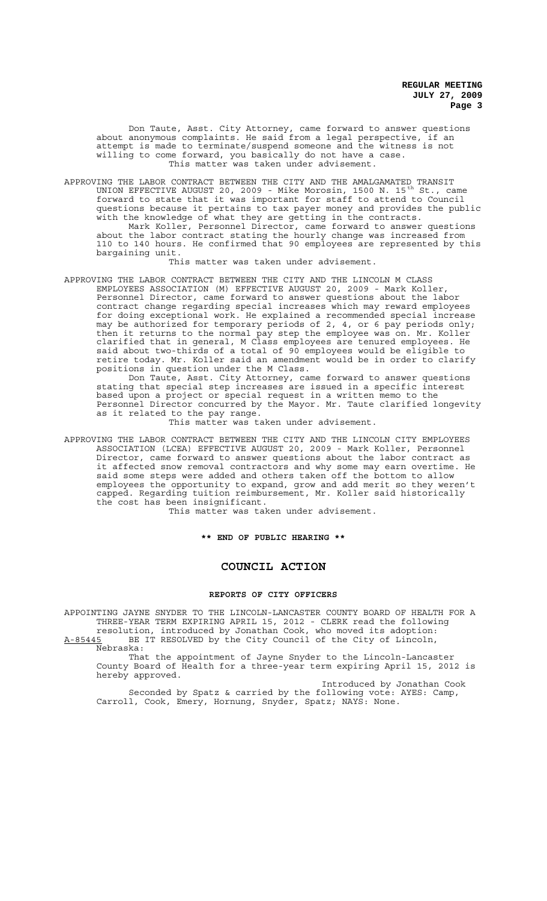Don Taute, Asst. City Attorney, came forward to answer questions about anonymous complaints. He said from a legal perspective, if an attempt is made to terminate/suspend someone and the witness is not willing to come forward, you basically do not have a case.

This matter was taken under advisement.

APPROVING THE LABOR CONTRACT BETWEEN THE CITY AND THE AMALGAMATED TRANSIT UNION EFFECTIVE AUGUST 20, 2009 - Mike Morosin, 1500 N. 15th St., came forward to state that it was important for staff to attend to Council questions because it pertains to tax payer money and provides the public with the knowledge of what they are getting in the contracts.

Mark Koller, Personnel Director, came forward to answer questions about the labor contract stating the hourly change was increased from 110 to 140 hours. He confirmed that 90 employees are represented by this bargaining unit.

This matter was taken under advisement.

APPROVING THE LABOR CONTRACT BETWEEN THE CITY AND THE LINCOLN M CLASS EMPLOYEES ASSOCIATION (M) EFFECTIVE AUGUST 20, 2009 - Mark Koller, Personnel Director, came forward to answer questions about the labor contract change regarding special increases which may reward employees for doing exceptional work. He explained a recommended special increase may be authorized for temporary periods of 2, 4, or 6 pay periods only; then it returns to the normal pay step the employee was on. Mr. Koller clarified that in general, M Class employees are tenured employees. He said about two-thirds of a total of 90 employees would be eligible to retire today. Mr. Koller said an amendment would be in order to clarify positions in question under the M Class.

Don Taute, Asst. City Attorney, came forward to answer questions stating that special step increases are issued in a specific interest based upon a project or special request in a written memo to the Personnel Director concurred by the Mayor. Mr. Taute clarified longevity as it related to the pay range.

This matter was taken under advisement.

APPROVING THE LABOR CONTRACT BETWEEN THE CITY AND THE LINCOLN CITY EMPLOYEES ASSOCIATION (LCEA) EFFECTIVE AUGUST 20, 2009 - Mark Koller, Personnel Director, came forward to answer questions about the labor contract as it affected snow removal contractors and why some may earn overtime. He said some steps were added and others taken off the bottom to allow employees the opportunity to expand, grow and add merit so they weren't capped. Regarding tuition reimbursement, Mr. Koller said historically the cost has been insignificant.

This matter was taken under advisement.

**\*\* END OF PUBLIC HEARING \*\***

# COUNCIL ACTION

## REPORTS OF CITY OFFICERS

APPOINTING JAYNE SNYDER TO THE LINCOLN-LANCASTER COUNTY BOARD OF HEALTH FOR A THREE-YEAR TERM EXPIRING APRIL 15, 2012 - CLERK read the following resolution, introduced by Jonathan Cook, who moved its adoption:

A-85445 BE IT RESOLVED by the City Council of the City of Lincoln, Nebraska:

That the appointment of Jayne Snyder to the Lincoln-Lancaster County Board of Health for a three-year term expiring April 15, 2012 is hereby approved.

Introduced by Jonathan Cook

Seconded by Spatz & carried by the following vote: AYES: Camp, Carroll, Cook, Emery, Hornung, Snyder, Spatz; NAYS: None.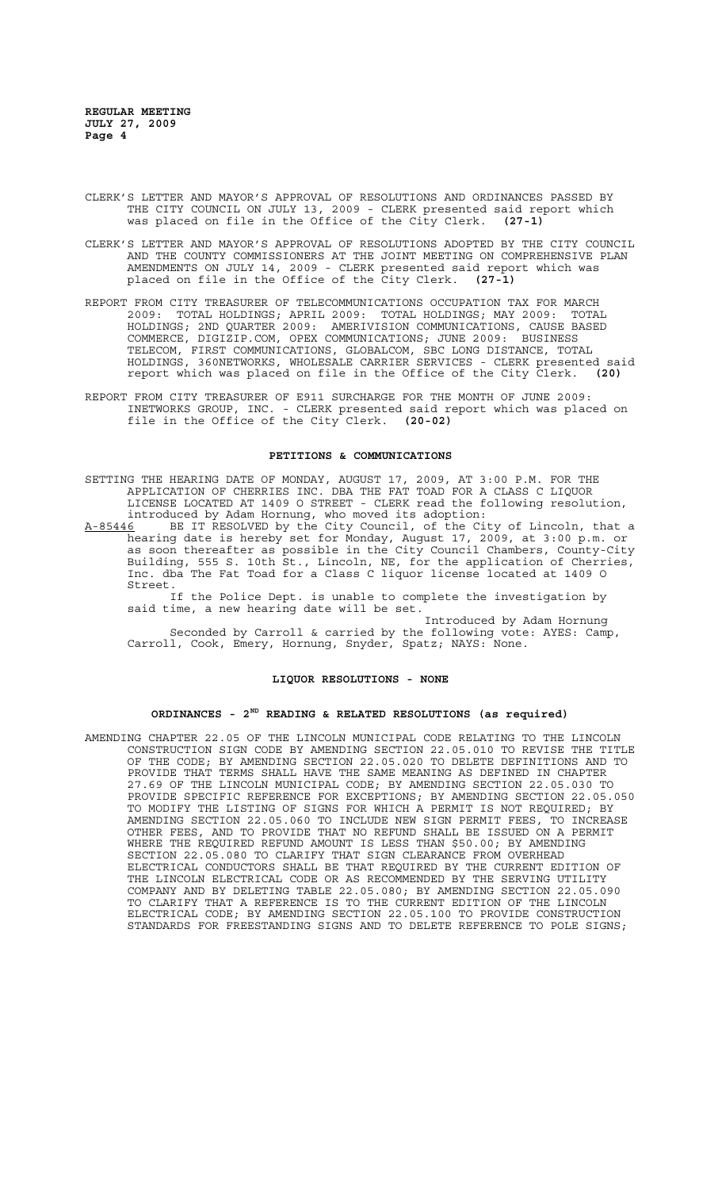CLERK'S LETTER AND MAYOR'S APPROVAL OF RESOLUTIONS AND ORDINANCES PASSED BY THE CITY COUNCIL ON JULY 13, 2009 - CLERK presented said report which was placed on file in the Office of the City Clerk. **(27-1)**

CLERK'S LETTER AND MAYOR'S APPROVAL OF RESOLUTIONS ADOPTED BY THE CITY COUNCIL AND THE COUNTY COMMISSIONERS AT THE JOINT MEETING ON COMPREHENSIVE PLAN AMENDMENTS ON JULY 14, 2009 - CLERK presented said report which was placed on file in the Office of the City Clerk. **(27-1)**

REPORT FROM CITY TREASURER OF TELECOMMUNICATIONS OCCUPATION TAX FOR MARCH 2009: TOTAL HOLDINGS; APRIL 2009: TOTAL HOLDINGS; MAY 2009: TOTAL HOLDINGS; 2ND QUARTER 2009: AMERIVISION COMMUNICATIONS, CAUSE BASED COMMERCE, DIGIZIP.COM, OPEX COMMUNICATIONS; JUNE 2009: BUSINESS TELECOM, FIRST COMMUNICATIONS, GLOBALCOM, SBC LONG DISTANCE, TOTAL HOLDINGS, 360NETWORKS, WHOLESALE CARRIER SERVICES - CLERK presented said report which was placed on file in the Office of the City Clerk. **(20)**

REPORT FROM CITY TREASURER OF E911 SURCHARGE FOR THE MONTH OF JUNE 2009: INETWORKS GROUP, INC. - CLERK presented said report which was placed on file in the Office of the City Clerk. **(20-02)**

## PETITIONS & COMMUNICATIONS

SETTING THE HEARING DATE OF MONDAY, AUGUST 17, 2009, AT 3:00 P.M. FOR THE APPLICATION OF CHERRIES INC. DBA THE FAT TOAD FOR A CLASS C LIQUOR LICENSE LOCATED AT 1409 O STREET - CLERK read the following resolution, introduced by Adam Hornung, who moved its adoption:

A-85446 BE IT RESOLVED by the City Council, of the City of Lincoln, that a hearing date is hereby set for Monday, August 17, 2009, at 3:00 p.m. or as soon thereafter as possible in the City Council Chambers, County-City Building, 555 S. 10th St., Lincoln, NE, for the application of Cherries, Inc. dba The Fat Toad for a Class C liquor license located at 1409 O Street.

If the Police Dept. is unable to complete the investigation by said time, a new hearing date will be set.

Introduced by Adam Hornung

Seconded by Carroll & carried by the following vote: AYES: Camp, Carroll, Cook, Emery, Hornung, Snyder, Spatz; NAYS: None.

## LIQUOR RESOLUTIONS - NONE

## ORDINANCES - 2ND READING & RELATED RESOLUTIONS (as required)

AMENDING CHAPTER 22.05 OF THE LINCOLN MUNICIPAL CODE RELATING TO THE LINCOLN CONSTRUCTION SIGN CODE BY AMENDING SECTION 22.05.010 TO REVISE THE TITLE OF THE CODE; BY AMENDING SECTION 22.05.020 TO DELETE DEFINITIONS AND TO PROVIDE THAT TERMS SHALL HAVE THE SAME MEANING AS DEFINED IN CHAPTER 27.69 OF THE LINCOLN MUNICIPAL CODE; BY AMENDING SECTION 22.05.030 TO PROVIDE SPECIFIC REFERENCE FOR EXCEPTIONS; BY AMENDING SECTION 22.05.050 TO MODIFY THE LISTING OF SIGNS FOR WHICH A PERMIT IS NOT REQUIRED; BY AMENDING SECTION 22.05.060 TO INCLUDE NEW SIGN PERMIT FEES, TO INCREASE OTHER FEES, AND TO PROVIDE THAT NO REFUND SHALL BE ISSUED ON A PERMIT WHERE THE REQUIRED REFUND AMOUNT IS LESS THAN $50.00; BY AMENDING SECTION 22.05.080 TO CLARIFY THAT SIGN CLEARANCE FROM OVERHEAD ELECTRICAL CONDUCTORS SHALL BE THAT REQUIRED BY THE CURRENT EDITION OF THE LINCOLN ELECTRICAL CODE OR AS RECOMMENDED BY THE SERVING UTILITY COMPANY AND BY DELETING TABLE 22.05.080; BY AMENDING SECTION 22.05.090 TO CLARIFY THAT A REFERENCE IS TO THE CURRENT EDITION OF THE LINCOLN ELECTRICAL CODE; BY AMENDING SECTION 22.05.100 TO PROVIDE CONSTRUCTION STANDARDS FOR FREESTANDING SIGNS AND TO DELETE REFERENCE TO POLE SIGNS;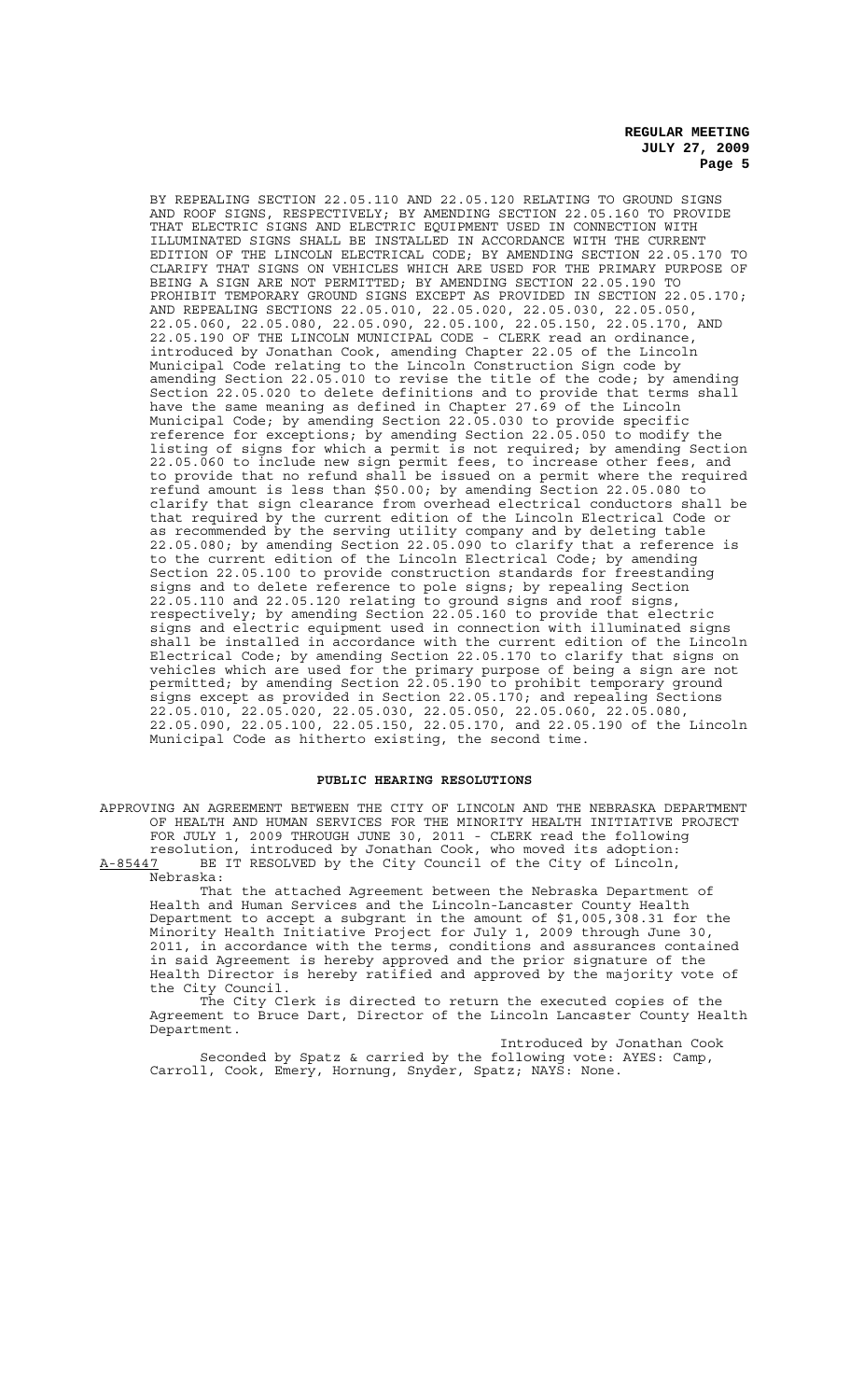BY REPEALING SECTION 22.05.110 AND 22.05.120 RELATING TO GROUND SIGNS AND ROOF SIGNS, RESPECTIVELY; BY AMENDING SECTION 22.05.160 TO PROVIDE THAT ELECTRIC SIGNS AND ELECTRIC EQUIPMENT USED IN CONNECTION WITH ILLUMINATED SIGNS SHALL BE INSTALLED IN ACCORDANCE WITH THE CURRENT EDITION OF THE LINCOLN ELECTRICAL CODE; BY AMENDING SECTION 22.05.170 TO CLARIFY THAT SIGNS ON VEHICLES WHICH ARE USED FOR THE PRIMARY PURPOSE OF BEING A SIGN ARE NOT PERMITTED; BY AMENDING SECTION 22.05.190 TO PROHIBIT TEMPORARY GROUND SIGNS EXCEPT AS PROVIDED IN SECTION 22.05.170; AND REPEALING SECTIONS 22.05.010, 22.05.020, 22.05.030, 22.05.050, 22.05.060, 22.05.080, 22.05.090, 22.05.100, 22.05.150, 22.05.170, AND 22.05.190 OF THE LINCOLN MUNICIPAL CODE - CLERK read an ordinance, introduced by Jonathan Cook, amending Chapter 22.05 of the Lincoln Municipal Code relating to the Lincoln Construction Sign code by amending Section 22.05.010 to revise the title of the code; by amending Section 22.05.020 to delete definitions and to provide that terms shall have the same meaning as defined in Chapter 27.69 of the Lincoln Municipal Code; by amending Section 22.05.030 to provide specific reference for exceptions; by amending Section 22.05.050 to modify the listing of signs for which a permit is not required; by amending Section 22.05.060 to include new sign permit fees, to increase other fees, and to provide that no refund shall be issued on a permit where the required refund amount is less than $50.00; by amending Section 22.05.080 to clarify that sign clearance from overhead electrical conductors shall be that required by the current edition of the Lincoln Electrical Code or as recommended by the serving utility company and by deleting table 22.05.080; by amending Section 22.05.090 to clarify that a reference is to the current edition of the Lincoln Electrical Code; by amending Section 22.05.100 to provide construction standards for freestanding signs and to delete reference to pole signs; by repealing Section 22.05.110 and 22.05.120 relating to ground signs and roof signs, respectively; by amending Section 22.05.160 to provide that electric signs and electric equipment used in connection with illuminated signs shall be installed in accordance with the current edition of the Lincoln Electrical Code; by amending Section 22.05.170 to clarify that signs on vehicles which are used for the primary purpose of being a sign are not permitted; by amending Section 22.05.190 to prohibit temporary ground signs except as provided in Section 22.05.170; and repealing Sections 22.05.010, 22.05.020, 22.05.030, 22.05.050, 22.05.060, 22.05.080, 22.05.090, 22.05.100, 22.05.150, 22.05.170, and 22.05.190 of the Lincoln Municipal Code as hitherto existing, the second time.

## PUBLIC HEARING RESOLUTIONS

APPROVING AN AGREEMENT BETWEEN THE CITY OF LINCOLN AND THE NEBRASKA DEPARTMENT OF HEALTH AND HUMAN SERVICES FOR THE MINORITY HEALTH INITIATIVE PROJECT FOR JULY 1, 2009 THROUGH JUNE 30, 2011 - CLERK read the following resolution, introduced by Jonathan Cook, who moved its adoption:

A-85447 BE IT RESOLVED by the City Council of the City of Lincoln, Nebraska:

That the attached Agreement between the Nebraska Department of Health and Human Services and the Lincoln-Lancaster County Health Department to accept a subgrant in the amount of $1,005,308.31 for the Minority Health Initiative Project for July 1, 2009 through June 30, 2011, in accordance with the terms, conditions and assurances contained in said Agreement is hereby approved and the prior signature of the Health Director is hereby ratified and approved by the majority vote of the City Council.

The City Clerk is directed to return the executed copies of the Agreement to Bruce Dart, Director of the Lincoln Lancaster County Health Department.

Introduced by Jonathan Cook

Seconded by Spatz & carried by the following vote: AYES: Camp, Carroll, Cook, Emery, Hornung, Snyder, Spatz; NAYS: None.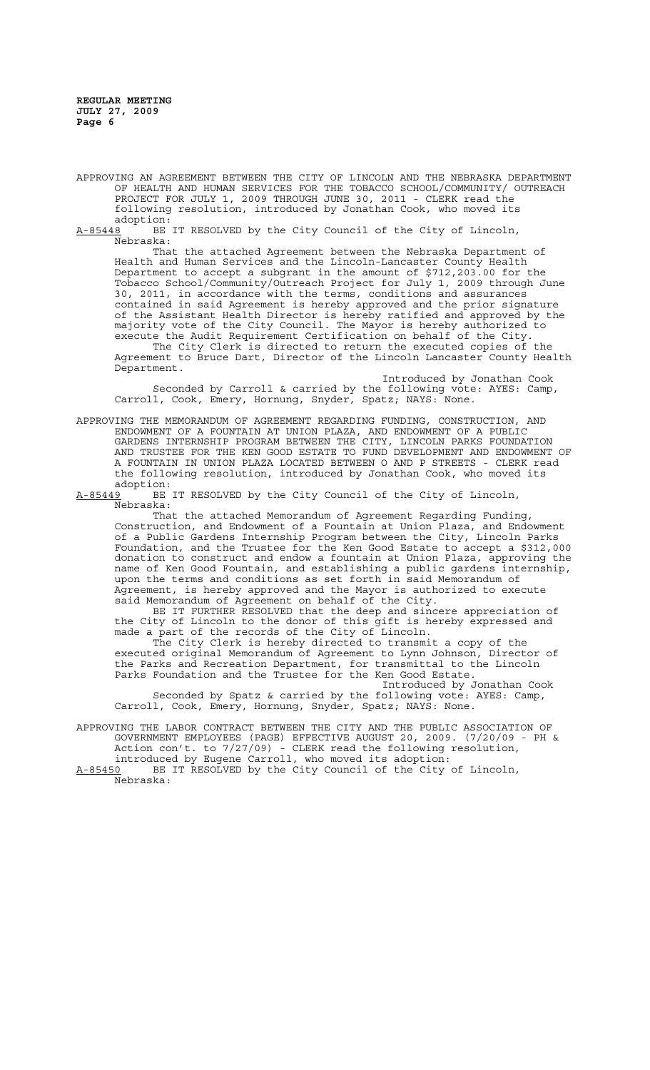APPROVING AN AGREEMENT BETWEEN THE CITY OF LINCOLN AND THE NEBRASKA DEPARTMENT OF HEALTH AND HUMAN SERVICES FOR THE TOBACCO SCHOOL/COMMUNITY/ OUTREACH PROJECT FOR JULY 1, 2009 THROUGH JUNE 30, 2011 - CLERK read the following resolution, introduced by Jonathan Cook, who moved its adoption:

A-85448 BE IT RESOLVED by the City Council of the City of Lincoln, Nebraska:

That the attached Agreement between the Nebraska Department of Health and Human Services and the Lincoln-Lancaster County Health Department to accept a subgrant in the amount of $712,203.00 for the Tobacco School/Community/Outreach Project for July 1, 2009 through June 30, 2011, in accordance with the terms, conditions and assurances contained in said Agreement is hereby approved and the prior signature of the Assistant Health Director is hereby ratified and approved by the majority vote of the City Council. The Mayor is hereby authorized to execute the Audit Requirement Certification on behalf of the City.

The City Clerk is directed to return the executed copies of the Agreement to Bruce Dart, Director of the Lincoln Lancaster County Health Department.

Introduced by Jonathan Cook

Seconded by Carroll & carried by the following vote: AYES: Camp, Carroll, Cook, Emery, Hornung, Snyder, Spatz; NAYS: None.

APPROVING THE MEMORANDUM OF AGREEMENT REGARDING FUNDING, CONSTRUCTION, AND ENDOWMENT OF A FOUNTAIN AT UNION PLAZA, AND ENDOWMENT OF A PUBLIC GARDENS INTERNSHIP PROGRAM BETWEEN THE CITY, LINCOLN PARKS FOUNDATION AND TRUSTEE FOR THE KEN GOOD ESTATE TO FUND DEVELOPMENT AND ENDOWMENT OF A FOUNTAIN IN UNION PLAZA LOCATED BETWEEN O AND P STREETS - CLERK read the following resolution, introduced by Jonathan Cook, who moved its adoption:

A-85449 BE IT RESOLVED by the City Council of the City of Lincoln, Nebraska:

That the attached Memorandum of Agreement Regarding Funding, Construction, and Endowment of a Fountain at Union Plaza, and Endowment of a Public Gardens Internship Program between the City, Lincoln Parks Foundation, and the Trustee for the Ken Good Estate to accept a $312,000 donation to construct and endow a fountain at Union Plaza, approving the name of Ken Good Fountain, and establishing a public gardens internship, upon the terms and conditions as set forth in said Memorandum of Agreement, is hereby approved and the Mayor is authorized to execute said Memorandum of Agreement on behalf of the City.

BE IT FURTHER RESOLVED that the deep and sincere appreciation of the City of Lincoln to the donor of this gift is hereby expressed and made a part of the records of the City of Lincoln.

The City Clerk is hereby directed to transmit a copy of the executed original Memorandum of Agreement to Lynn Johnson, Director of the Parks and Recreation Department, for transmittal to the Lincoln Parks Foundation and the Trustee for the Ken Good Estate.

Introduced by Jonathan Cook

Seconded by Spatz & carried by the following vote: AYES: Camp, Carroll, Cook, Emery, Hornung, Snyder, Spatz; NAYS: None.

APPROVING THE LABOR CONTRACT BETWEEN THE CITY AND THE PUBLIC ASSOCIATION OF GOVERNMENT EMPLOYEES (PAGE) EFFECTIVE AUGUST 20, 2009. (7/20/09 - PH & Action con't. to 7/27/09) - CLERK read the following resolution, introduced by Eugene Carroll, who moved its adoption:

A-85450 BE IT RESOLVED by the City Council of the City of Lincoln, Nebraska: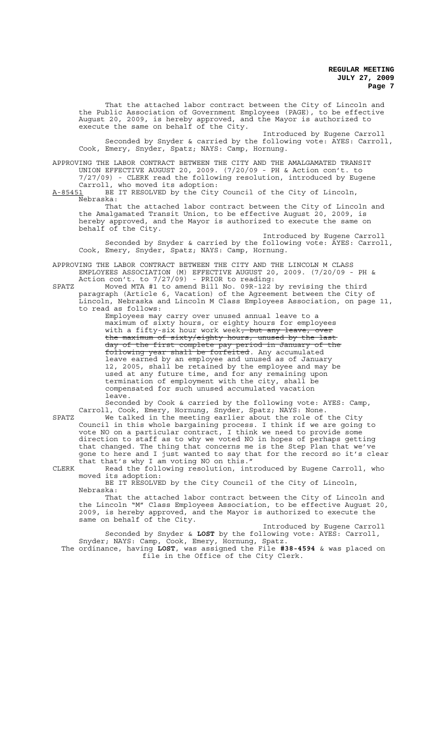That the attached labor contract between the City of Lincoln and the Public Association of Government Employees (PAGE), to be effective August 20, 2009, is hereby approved, and the Mayor is authorized to execute the same on behalf of the City.

Introduced by Eugene Carroll

Seconded by Snyder & carried by the following vote: AYES: Carroll, Cook, Emery, Snyder, Spatz; NAYS: Camp, Hornung.

APPROVING THE LABOR CONTRACT BETWEEN THE CITY AND THE AMALGAMATED TRANSIT UNION EFFECTIVE AUGUST 20, 2009. (7/20/09 - PH & Action con't. to 7/27/09) - CLERK read the following resolution, introduced by Eugene Carroll, who moved its adoption:

A-85451 BE IT RESOLVED by the City Council of the City of Lincoln, Nebraska:

That the attached labor contract between the City of Lincoln and the Amalgamated Transit Union, to be effective August 20, 2009, is hereby approved, and the Mayor is authorized to execute the same on behalf of the City.

Introduced by Eugene Carroll

Seconded by Snyder & carried by the following vote: AYES: Carroll, Cook, Emery, Snyder, Spatz; NAYS: Camp, Hornung.

APPROVING THE LABOR CONTRACT BETWEEN THE CITY AND THE LINCOLN M CLASS EMPLOYEES ASSOCIATION (M) EFFECTIVE AUGUST 20, 2009. (7/20/09 - PH & Action con't. to 7/27/09) - PRIOR to reading:

SPATZ Moved MTA #1 to amend Bill No. 09R-122 by revising the third paragraph (Article 6, Vacation) of the Agreement between the City of Lincoln, Nebraska and Lincoln M Class Employees Association, on page 11, to read as follows:

Employees may carry over unused annual leave to a maximum of sixty hours, or eighty hours for employees with a fifty-six hour work week~~, but any leave, over the maximum of sixty/eighty hours, unused by the last day of the first complete pay period in January of the following year shall be forfeited~~. Any accumulated leave earned by an employee and unused as of January 12, 2005, shall be retained by the employee and may be used at any future time, and for any remaining upon termination of employment with the city, shall be compensated for such unused accumulated vacation leave.

Seconded by Cook & carried by the following vote: AYES: Camp, Carroll, Cook, Emery, Hornung, Snyder, Spatz; NAYS: None.

SPATZ We talked in the meeting earlier about the role of the City Council in this whole bargaining process. I think if we are going to vote NO on a particular contract, I think we need to provide some direction to staff as to why we voted NO in hopes of perhaps getting that changed. The thing that concerns me is the Step Plan that we've gone to here and I just wanted to say that for the record so it's clear that that's why I am voting NO on this."

CLERK Read the following resolution, introduced by Eugene Carroll, who moved its adoption:

BE IT RESOLVED by the City Council of the City of Lincoln, Nebraska:

That the attached labor contract between the City of Lincoln and the Lincoln "M" Class Employees Association, to be effective August 20, 2009, is hereby approved, and the Mayor is authorized to execute the same on behalf of the City.

Introduced by Eugene Carroll

Seconded by Snyder & **LOST** by the following vote: AYES: Carroll, Snyder; NAYS: Camp, Cook, Emery, Hornung, Spatz.

The ordinance, having **LOST**, was assigned the File **#38-4594** & was placed on file in the Office of the City Clerk.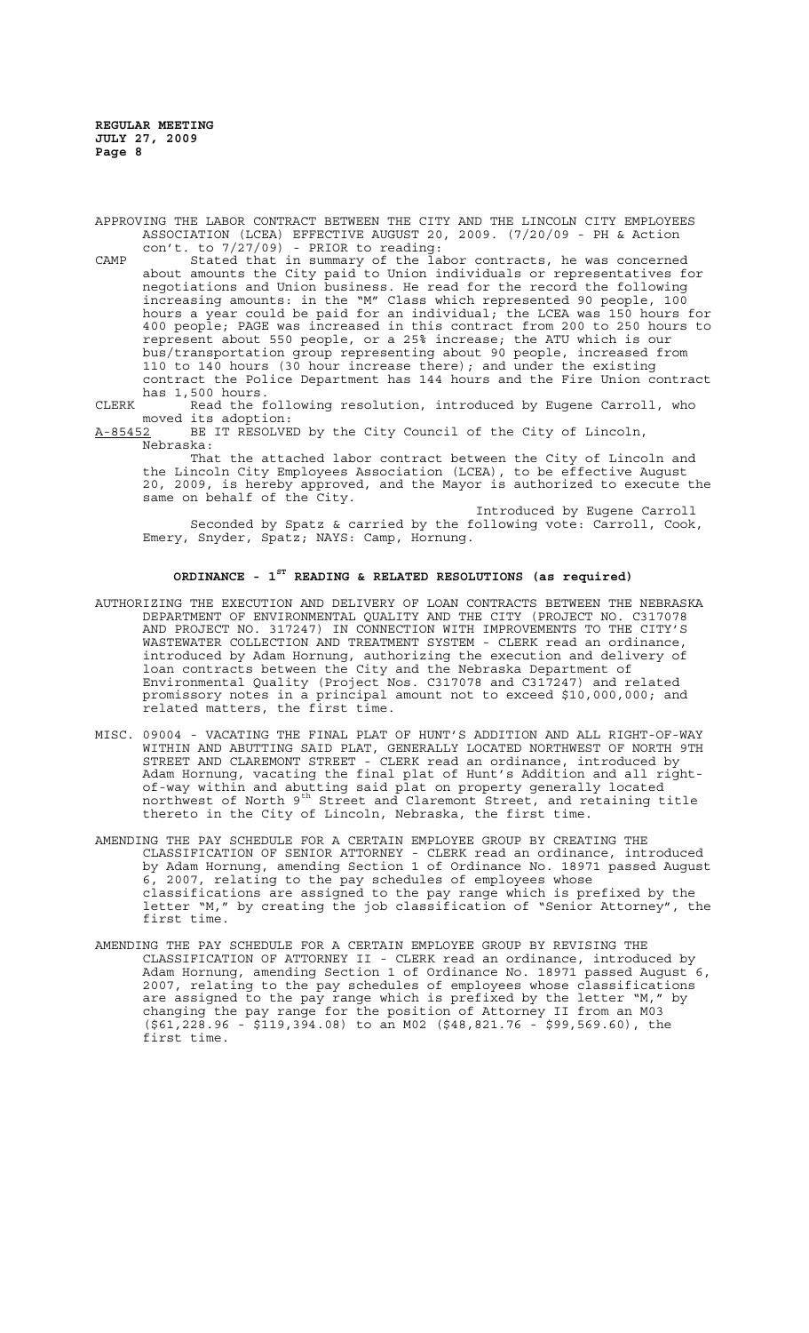APPROVING THE LABOR CONTRACT BETWEEN THE CITY AND THE LINCOLN CITY EMPLOYEES ASSOCIATION (LCEA) EFFECTIVE AUGUST 20, 2009. (7/20/09 - PH & Action con't. to 7/27/09) - PRIOR to reading:

CAMP Stated that in summary of the labor contracts, he was concerned about amounts the City paid to Union individuals or representatives for negotiations and Union business. He read for the record the following increasing amounts: in the "M" Class which represented 90 people, 100 hours a year could be paid for an individual; the LCEA was 150 hours for 400 people; PAGE was increased in this contract from 200 to 250 hours to represent about 550 people, or a 25% increase; the ATU which is our bus/transportation group representing about 90 people, increased from 110 to 140 hours (30 hour increase there); and under the existing contract the Police Department has 144 hours and the Fire Union contract has 1,500 hours.

CLERK Read the following resolution, introduced by Eugene Carroll, who moved its adoption:

A-85452 BE IT RESOLVED by the City Council of the City of Lincoln, Nebraska:

That the attached labor contract between the City of Lincoln and the Lincoln City Employees Association (LCEA), to be effective August 20, 2009, is hereby approved, and the Mayor is authorized to execute the same on behalf of the City.

Introduced by Eugene Carroll

Seconded by Spatz & carried by the following vote: Carroll, Cook, Emery, Snyder, Spatz; NAYS: Camp, Hornung.

## ORDINANCE - 1ST READING & RELATED RESOLUTIONS (as required)

AUTHORIZING THE EXECUTION AND DELIVERY OF LOAN CONTRACTS BETWEEN THE NEBRASKA DEPARTMENT OF ENVIRONMENTAL QUALITY AND THE CITY (PROJECT NO. C317078 AND PROJECT NO. 317247) IN CONNECTION WITH IMPROVEMENTS TO THE CITY'S WASTEWATER COLLECTION AND TREATMENT SYSTEM - CLERK read an ordinance, introduced by Adam Hornung, authorizing the execution and delivery of loan contracts between the City and the Nebraska Department of Environmental Quality (Project Nos. C317078 and C317247) and related promissory notes in a principal amount not to exceed $10,000,000; and related matters, the first time.

MISC. 09004 - VACATING THE FINAL PLAT OF HUNT'S ADDITION AND ALL RIGHT-OF-WAY WITHIN AND ABUTTING SAID PLAT, GENERALLY LOCATED NORTHWEST OF NORTH 9TH STREET AND CLAREMONT STREET - CLERK read an ordinance, introduced by Adam Hornung, vacating the final plat of Hunt's Addition and all right-of-way within and abutting said plat on property generally located northwest of North 9th Street and Claremont Street, and retaining title thereto in the City of Lincoln, Nebraska, the first time.

AMENDING THE PAY SCHEDULE FOR A CERTAIN EMPLOYEE GROUP BY CREATING THE CLASSIFICATION OF SENIOR ATTORNEY - CLERK read an ordinance, introduced by Adam Hornung, amending Section 1 of Ordinance No. 18971 passed August 6, 2007, relating to the pay schedules of employees whose classifications are assigned to the pay range which is prefixed by the letter "M," by creating the job classification of "Senior Attorney", the first time.

AMENDING THE PAY SCHEDULE FOR A CERTAIN EMPLOYEE GROUP BY REVISING THE CLASSIFICATION OF ATTORNEY II - CLERK read an ordinance, introduced by Adam Hornung, amending Section 1 of Ordinance No. 18971 passed August 6, 2007, relating to the pay schedules of employees whose classifications are assigned to the pay range which is prefixed by the letter "M," by changing the pay range for the position of Attorney II from an M03 ($61,228.96 - $119,394.08) to an M02 ($48,821.76 - $99,569.60), the first time.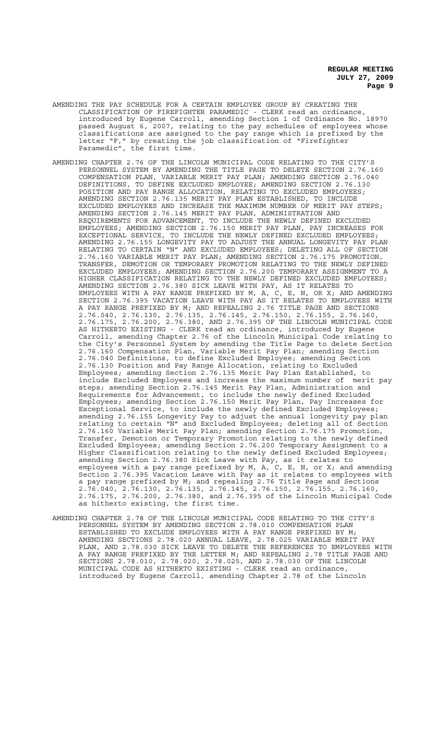AMENDING THE PAY SCHEDULE FOR A CERTAIN EMPLOYEE GROUP BY CREATING THE CLASSIFICATION OF FIREFIGHTER PARAMEDIC - CLERK read an ordinance, introduced by Eugene Carroll, amending Section 1 of Ordinance No. 18970 passed August 6, 2007, relating to the pay schedules of employees whose classifications are assigned to the pay range which is prefixed by the letter "F," by creating the job classification of "Firefighter Paramedic", the first time.

AMENDING CHAPTER 2.76 OF THE LINCOLN MUNICIPAL CODE RELATING TO THE CITY'S PERSONNEL SYSTEM BY AMENDING THE TITLE PAGE TO DELETE SECTION 2.76.160 COMPENSATION PLAN, VARIABLE MERIT PAY PLAN; AMENDING SECTION 2.76.040 DEFINITIONS, TO DEFINE EXCLUDED EMPLOYEE; AMENDING SECTION 2.76.130 POSITION AND PAY RANGE ALLOCATION, RELATING TO EXCLUDED EMPLOYEES; AMENDING SECTION 2.76.135 MERIT PAY PLAN ESTABLISHED, TO INCLUDE EXCLUDED EMPLOYEES AND INCREASE THE MAXIMUM NUMBER OF MERIT PAY STEPS; AMENDING SECTION 2.76.145 MERIT PAY PLAN, ADMINISTRATION AND REQUIREMENTS FOR ADVANCEMENT, TO INCLUDE THE NEWLY DEFINED EXCLUDED EMPLOYEES; AMENDING SECTION 2.76.150 MERIT PAY PLAN, PAY INCREASES FOR EXCEPTIONAL SERVICE, TO INCLUDE THE NEWLY DEFINED EXCLUDED EMPLOYEES; AMENDING 2.76.155 LONGEVITY PAY TO ADJUST THE ANNUAL LONGEVITY PAY PLAN RELATING TO CERTAIN "N" AND EXCLUDED EMPLOYEES; DELETING ALL OF SECTION 2.76.160 VARIABLE MERIT PAY PLAN; AMENDING SECTION 2.76.175 PROMOTION, TRANSFER, DEMOTION OR TEMPORARY PROMOTION RELATING TO THE NEWLY DEFINED EXCLUDED EMPLOYEES; AMENDING SECTION 2.76.200 TEMPORARY ASSIGNMENT TO A HIGHER CLASSIFICATION RELATING TO THE NEWLY DEFINED EXCLUDED EMPLOYEES; AMENDING SECTION 2.76.380 SICK LEAVE WITH PAY, AS IT RELATES TO EMPLOYEES WITH A PAY RANGE PREFIXED BY M, A, C, E, N, OR X; AND AMENDING SECTION 2.76.395 VACATION LEAVE WITH PAY AS IT RELATES TO EMPLOYEES WITH A PAY RANGE PREFIXED BY M; AND REPEALING 2.76 TITLE PAGE AND SECTIONS 2.76.040, 2.76.130, 2.76.135, 2.76.145, 2.76.150, 2.76.155, 2.76.160, 2.76.175, 2.76.200, 2.76.380, AND 2.76.395 OF THE LINCOLN MUNICIPAL CODE AS HITHERTO EXISTING - CLERK read an ordinance, introduced by Eugene Carroll, amending Chapter 2.76 of the Lincoln Municipal Code relating to the City's Personnel System by amending the Title Page to delete Section 2.76.160 Compensation Plan, Variable Merit Pay Plan; amending Section 2.76.040 Definitions, to define Excluded Employee; amending Section 2.76.130 Position and Pay Range Allocation, relating to Excluded Employees; amending Section 2.76.135 Merit Pay Plan Established, to include Excluded Employees and increase the maximum number of merit pay steps; amending Section 2.76.145 Merit Pay Plan, Administration and Requirements for Advancement, to include the newly defined Excluded Employees; amending Section 2.76.150 Merit Pay Plan, Pay Increases for Exceptional Service, to include the newly defined Excluded Employees; amending 2.76.155 Longevity Pay to adjust the annual longevity pay plan relating to certain "N" and Excluded Employees; deleting all of Section 2.76.160 Variable Merit Pay Plan; amending Section 2.76.175 Promotion, Transfer, Demotion or Temporary Promotion relating to the newly defined Excluded Employees; amending Section 2.76.200 Temporary Assignment to a Higher Classification relating to the newly defined Excluded Employees; amending Section 2.76.380 Sick Leave with Pay, as it relates to employees with a pay range prefixed by M, A, C, E, N, or X; and amending Section 2.76.395 Vacation Leave with Pay as it relates to employees with a pay range prefixed by M; and repealing 2.76 Title Page and Sections 2.76.040, 2.76.130, 2.76.135, 2.76.145, 2.76.150, 2.76.155, 2.76.160, 2.76.175, 2.76.200, 2.76.380, and 2.76.395 of the Lincoln Municipal Code as hitherto existing, the first time.

AMENDING CHAPTER 2.78 OF THE LINCOLN MUNICIPAL CODE RELATING TO THE CITY'S PERSONNEL SYSTEM BY AMENDING SECTION 2.78.010 COMPENSATION PLAN ESTABLISHED TO EXCLUDE EMPLOYEES WITH A PAY RANGE PREFIXED BY M; AMENDING SECTIONS 2.78.020 ANNUAL LEAVE, 2.78.025 VARIABLE MERIT PAY PLAN, AND 2.78.030 SICK LEAVE TO DELETE THE REFERENCES TO EMPLOYEES WITH A PAY RANGE PREFIXED BY THE LETTER M; AND REPEALING 2.78 TITLE PAGE AND SECTIONS 2.78.010, 2.78.020, 2.78.025, AND 2.78.030 OF THE LINCOLN MUNICIPAL CODE AS HITHERTO EXISTING - CLERK read an ordinance, introduced by Eugene Carroll, amending Chapter 2.78 of the Lincoln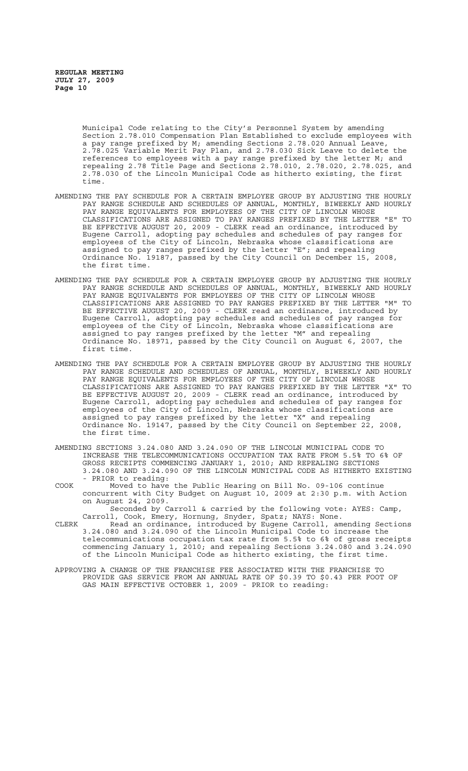Municipal Code relating to the City's Personnel System by amending Section 2.78.010 Compensation Plan Established to exclude employees with a pay range prefixed by M; amending Sections 2.78.020 Annual Leave, 2.78.025 Variable Merit Pay Plan, and 2.78.030 Sick Leave to delete the references to employees with a pay range prefixed by the letter M; and repealing 2.78 Title Page and Sections 2.78.010, 2.78.020, 2.78.025, and 2.78.030 of the Lincoln Municipal Code as hitherto existing, the first time.

AMENDING THE PAY SCHEDULE FOR A CERTAIN EMPLOYEE GROUP BY ADJUSTING THE HOURLY PAY RANGE SCHEDULE AND SCHEDULES OF ANNUAL, MONTHLY, BIWEEKLY AND HOURLY PAY RANGE EQUIVALENTS FOR EMPLOYEES OF THE CITY OF LINCOLN WHOSE CLASSIFICATIONS ARE ASSIGNED TO PAY RANGES PREFIXED BY THE LETTER "E" TO BE EFFECTIVE AUGUST 20, 2009 - CLERK read an ordinance, introduced by Eugene Carroll, adopting pay schedules and schedules of pay ranges for employees of the City of Lincoln, Nebraska whose classifications are assigned to pay ranges prefixed by the letter "E"; and repealing Ordinance No. 19187, passed by the City Council on December 15, 2008, the first time.

AMENDING THE PAY SCHEDULE FOR A CERTAIN EMPLOYEE GROUP BY ADJUSTING THE HOURLY PAY RANGE SCHEDULE AND SCHEDULES OF ANNUAL, MONTHLY, BIWEEKLY AND HOURLY PAY RANGE EQUIVALENTS FOR EMPLOYEES OF THE CITY OF LINCOLN WHOSE CLASSIFICATIONS ARE ASSIGNED TO PAY RANGES PREFIXED BY THE LETTER "M" TO BE EFFECTIVE AUGUST 20, 2009 - CLERK read an ordinance, introduced by Eugene Carroll, adopting pay schedules and schedules of pay ranges for employees of the City of Lincoln, Nebraska whose classifications are assigned to pay ranges prefixed by the letter "M" and repealing Ordinance No. 18971, passed by the City Council on August 6, 2007, the first time.

AMENDING THE PAY SCHEDULE FOR A CERTAIN EMPLOYEE GROUP BY ADJUSTING THE HOURLY PAY RANGE SCHEDULE AND SCHEDULES OF ANNUAL, MONTHLY, BIWEEKLY AND HOURLY PAY RANGE EQUIVALENTS FOR EMPLOYEES OF THE CITY OF LINCOLN WHOSE CLASSIFICATIONS ARE ASSIGNED TO PAY RANGES PREFIXED BY THE LETTER "X" TO BE EFFECTIVE AUGUST 20, 2009 - CLERK read an ordinance, introduced by Eugene Carroll, adopting pay schedules and schedules of pay ranges for employees of the City of Lincoln, Nebraska whose classifications are assigned to pay ranges prefixed by the letter "X" and repealing Ordinance No. 19147, passed by the City Council on September 22, 2008, the first time.

AMENDING SECTIONS 3.24.080 AND 3.24.090 OF THE LINCOLN MUNICIPAL CODE TO INCREASE THE TELECOMMUNICATIONS OCCUPATION TAX RATE FROM 5.5% TO 6% OF GROSS RECEIPTS COMMENCING JANUARY 1, 2010; AND REPEALING SECTIONS 3.24.080 AND 3.24.090 OF THE LINCOLN MUNICIPAL CODE AS HITHERTO EXISTING - PRIOR to reading:

COOK Moved to have the Public Hearing on Bill No. 09-106 continue concurrent with City Budget on August 10, 2009 at 2:30 p.m. with Action on August 24, 2009.

Seconded by Carroll & carried by the following vote: AYES: Camp, Carroll, Cook, Emery, Hornung, Snyder, Spatz; NAYS: None.

CLERK Read an ordinance, introduced by Eugene Carroll, amending Sections 3.24.080 and 3.24.090 of the Lincoln Municipal Code to increase the telecommunications occupation tax rate from 5.5% to 6% of gross receipts commencing January 1, 2010; and repealing Sections 3.24.080 and 3.24.090 of the Lincoln Municipal Code as hitherto existing, the first time.

APPROVING A CHANGE OF THE FRANCHISE FEE ASSOCIATED WITH THE FRANCHISE TO PROVIDE GAS SERVICE FROM AN ANNUAL RATE OF $0.39 TO $0.43 PER FOOT OF GAS MAIN EFFECTIVE OCTOBER 1, 2009 - PRIOR to reading: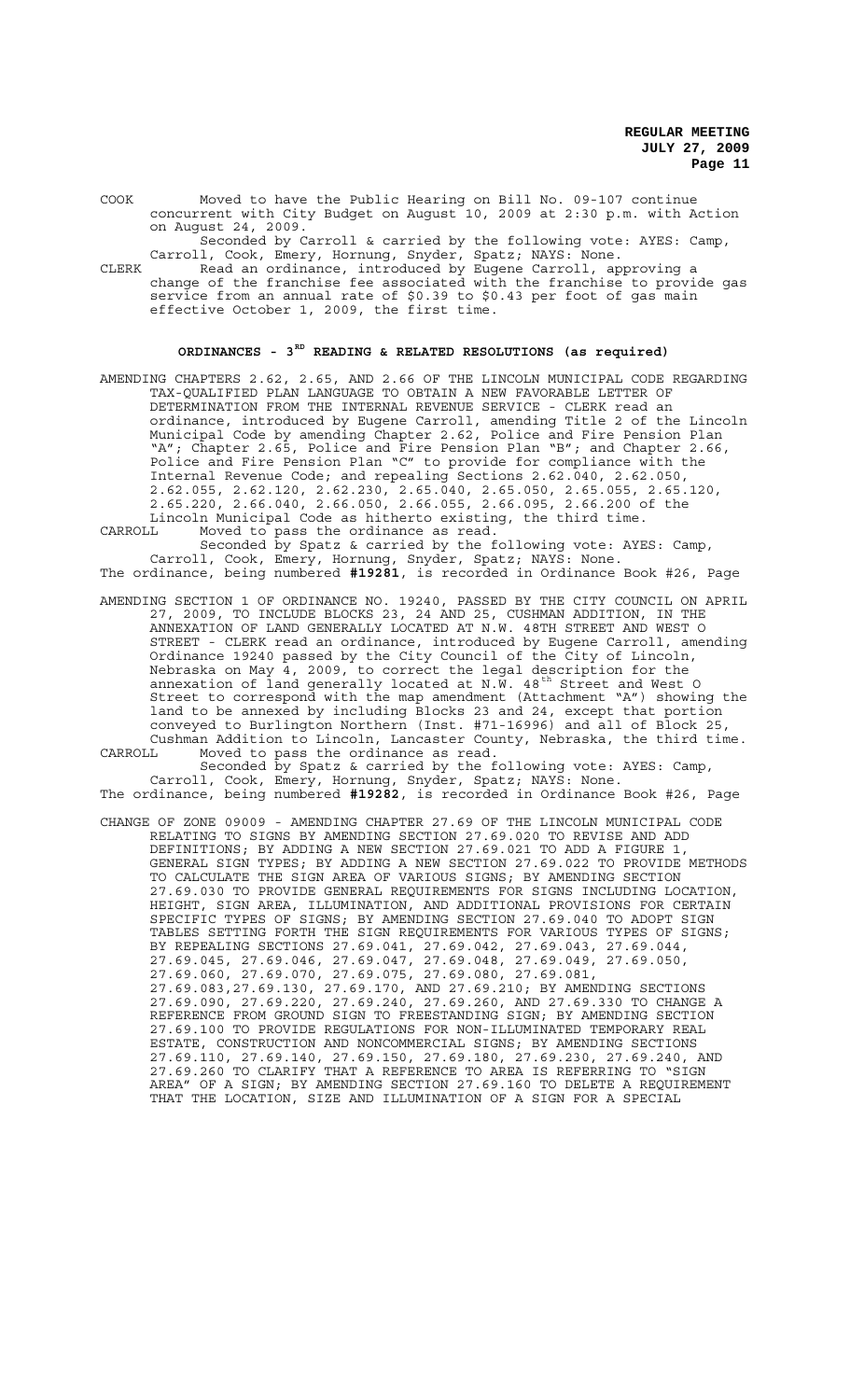COOK Moved to have the Public Hearing on Bill No. 09-107 continue concurrent with City Budget on August 10, 2009 at 2:30 p.m. with Action on August 24, 2009.

Seconded by Carroll & carried by the following vote: AYES: Camp, Carroll, Cook, Emery, Hornung, Snyder, Spatz; NAYS: None.

CLERK Read an ordinance, introduced by Eugene Carroll, approving a change of the franchise fee associated with the franchise to provide gas service from an annual rate of $0.39 to $0.43 per foot of gas main effective October 1, 2009, the first time.

## ORDINANCES - 3RD READING & RELATED RESOLUTIONS (as required)

AMENDING CHAPTERS 2.62, 2.65, AND 2.66 OF THE LINCOLN MUNICIPAL CODE REGARDING TAX-QUALIFIED PLAN LANGUAGE TO OBTAIN A NEW FAVORABLE LETTER OF DETERMINATION FROM THE INTERNAL REVENUE SERVICE - CLERK read an ordinance, introduced by Eugene Carroll, amending Title 2 of the Lincoln Municipal Code by amending Chapter 2.62, Police and Fire Pension Plan "A"; Chapter 2.65, Police and Fire Pension Plan "B"; and Chapter 2.66, Police and Fire Pension Plan "C" to provide for compliance with the Internal Revenue Code; and repealing Sections 2.62.040, 2.62.050, 2.62.055, 2.62.120, 2.62.230, 2.65.040, 2.65.050, 2.65.055, 2.65.120, 2.65.220, 2.66.040, 2.66.050, 2.66.055, 2.66.095, 2.66.200 of the Lincoln Municipal Code as hitherto existing, the third time.

CARROLL Moved to pass the ordinance as read.

Seconded by Spatz & carried by the following vote: AYES: Camp, Carroll, Cook, Emery, Hornung, Snyder, Spatz; NAYS: None.

The ordinance, being numbered **#19281**, is recorded in Ordinance Book #26, Page

AMENDING SECTION 1 OF ORDINANCE NO. 19240, PASSED BY THE CITY COUNCIL ON APRIL 27, 2009, TO INCLUDE BLOCKS 23, 24 AND 25, CUSHMAN ADDITION, IN THE ANNEXATION OF LAND GENERALLY LOCATED AT N.W. 48TH STREET AND WEST O STREET - CLERK read an ordinance, introduced by Eugene Carroll, amending Ordinance 19240 passed by the City Council of the City of Lincoln, Nebraska on May 4, 2009, to correct the legal description for the annexation of land generally located at N.W. 48th Street and West O Street to correspond with the map amendment (Attachment "A") showing the land to be annexed by including Blocks 23 and 24, except that portion conveyed to Burlington Northern (Inst. #71-16996) and all of Block 25, Cushman Addition to Lincoln, Lancaster County, Nebraska, the third time.

CARROLL Moved to pass the ordinance as read.

Seconded by Spatz & carried by the following vote: AYES: Camp, Carroll, Cook, Emery, Hornung, Snyder, Spatz; NAYS: None.

The ordinance, being numbered **#19282**, is recorded in Ordinance Book #26, Page

CHANGE OF ZONE 09009 - AMENDING CHAPTER 27.69 OF THE LINCOLN MUNICIPAL CODE RELATING TO SIGNS BY AMENDING SECTION 27.69.020 TO REVISE AND ADD DEFINITIONS; BY ADDING A NEW SECTION 27.69.021 TO ADD A FIGURE 1, GENERAL SIGN TYPES; BY ADDING A NEW SECTION 27.69.022 TO PROVIDE METHODS TO CALCULATE THE SIGN AREA OF VARIOUS SIGNS; BY AMENDING SECTION 27.69.030 TO PROVIDE GENERAL REQUIREMENTS FOR SIGNS INCLUDING LOCATION, HEIGHT, SIGN AREA, ILLUMINATION, AND ADDITIONAL PROVISIONS FOR CERTAIN SPECIFIC TYPES OF SIGNS; BY AMENDING SECTION 27.69.040 TO ADOPT SIGN TABLES SETTING FORTH THE SIGN REQUIREMENTS FOR VARIOUS TYPES OF SIGNS; BY REPEALING SECTIONS 27.69.041, 27.69.042, 27.69.043, 27.69.044, 27.69.045, 27.69.046, 27.69.047, 27.69.048, 27.69.049, 27.69.050, 27.69.060, 27.69.070, 27.69.075, 27.69.080, 27.69.081, 27.69.083,27.69.130, 27.69.170, AND 27.69.210; BY AMENDING SECTIONS 27.69.090, 27.69.220, 27.69.240, 27.69.260, AND 27.69.330 TO CHANGE A REFERENCE FROM GROUND SIGN TO FREESTANDING SIGN; BY AMENDING SECTION 27.69.100 TO PROVIDE REGULATIONS FOR NON-ILLUMINATED TEMPORARY REAL ESTATE, CONSTRUCTION AND NONCOMMERCIAL SIGNS; BY AMENDING SECTIONS 27.69.110, 27.69.140, 27.69.150, 27.69.180, 27.69.230, 27.69.240, AND 27.69.260 TO CLARIFY THAT A REFERENCE TO AREA IS REFERRING TO "SIGN AREA" OF A SIGN; BY AMENDING SECTION 27.69.160 TO DELETE A REQUIREMENT THAT THE LOCATION, SIZE AND ILLUMINATION OF A SIGN FOR A SPECIAL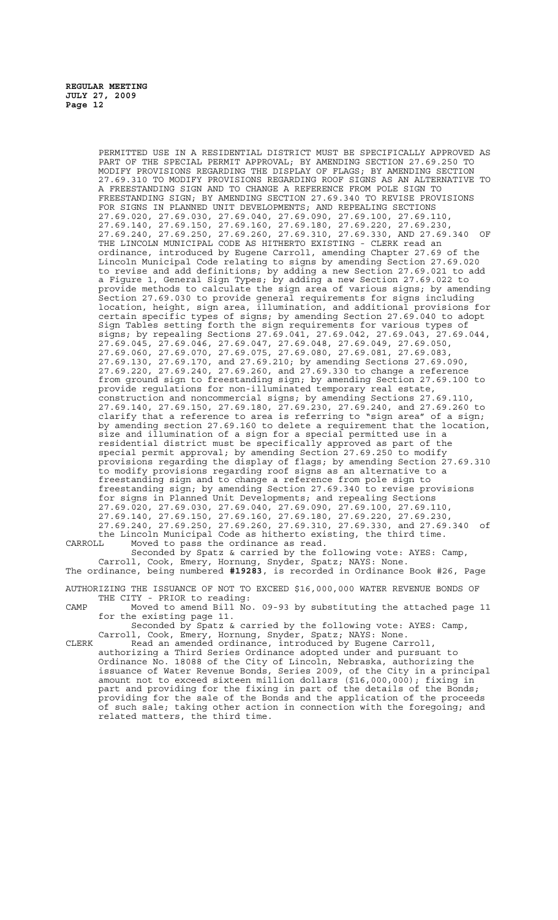PERMITTED USE IN A RESIDENTIAL DISTRICT MUST BE SPECIFICALLY APPROVED AS PART OF THE SPECIAL PERMIT APPROVAL; BY AMENDING SECTION 27.69.250 TO MODIFY PROVISIONS REGARDING THE DISPLAY OF FLAGS; BY AMENDING SECTION 27.69.310 TO MODIFY PROVISIONS REGARDING ROOF SIGNS AS AN ALTERNATIVE TO A FREESTANDING SIGN AND TO CHANGE A REFERENCE FROM POLE SIGN TO FREESTANDING SIGN; BY AMENDING SECTION 27.69.340 TO REVISE PROVISIONS FOR SIGNS IN PLANNED UNIT DEVELOPMENTS; AND REPEALING SECTIONS 27.69.020, 27.69.030, 27.69.040, 27.69.090, 27.69.100, 27.69.110, 27.69.140, 27.69.150, 27.69.160, 27.69.180, 27.69.220, 27.69.230, 27.69.240, 27.69.250, 27.69.260, 27.69.310, 27.69.330, AND 27.69.340 OF THE LINCOLN MUNICIPAL CODE AS HITHERTO EXISTING - CLERK read an ordinance, introduced by Eugene Carroll, amending Chapter 27.69 of the Lincoln Municipal Code relating to signs by amending Section 27.69.020 to revise and add definitions; by adding a new Section 27.69.021 to add a Figure 1, General Sign Types; by adding a new Section 27.69.022 to provide methods to calculate the sign area of various signs; by amending Section 27.69.030 to provide general requirements for signs including location, height, sign area, illumination, and additional provisions for certain specific types of signs; by amending Section 27.69.040 to adopt Sign Tables setting forth the sign requirements for various types of signs; by repealing Sections 27.69.041, 27.69.042, 27.69.043, 27.69.044, 27.69.045, 27.69.046, 27.69.047, 27.69.048, 27.69.049, 27.69.050, 27.69.060, 27.69.070, 27.69.075, 27.69.080, 27.69.081, 27.69.083, 27.69.130, 27.69.170, and 27.69.210; by amending Sections 27.69.090, 27.69.220, 27.69.240, 27.69.260, and 27.69.330 to change a reference from ground sign to freestanding sign; by amending Section 27.69.100 to provide regulations for non-illuminated temporary real estate, construction and noncommercial signs; by amending Sections 27.69.110, 27.69.140, 27.69.150, 27.69.180, 27.69.230, 27.69.240, and 27.69.260 to clarify that a reference to area is referring to "sign area" of a sign; by amending section 27.69.160 to delete a requirement that the location, size and illumination of a sign for a special permitted use in a residential district must be specifically approved as part of the special permit approval; by amending Section 27.69.250 to modify provisions regarding the display of flags; by amending Section 27.69.310 to modify provisions regarding roof signs as an alternative to a freestanding sign and to change a reference from pole sign to freestanding sign; by amending Section 27.69.340 to revise provisions for signs in Planned Unit Developments; and repealing Sections 27.69.020, 27.69.030, 27.69.040, 27.69.090, 27.69.100, 27.69.110, 27.69.140, 27.69.150, 27.69.160, 27.69.180, 27.69.220, 27.69.230, 27.69.240, 27.69.250, 27.69.260, 27.69.310, 27.69.330, and 27.69.340 of the Lincoln Municipal Code as hitherto existing, the third time.

CARROLL Moved to pass the ordinance as read.

Seconded by Spatz & carried by the following vote: AYES: Camp, Carroll, Cook, Emery, Hornung, Snyder, Spatz; NAYS: None.

The ordinance, being numbered **#19283**, is recorded in Ordinance Book #26, Page

AUTHORIZING THE ISSUANCE OF NOT TO EXCEED $16,000,000 WATER REVENUE BONDS OF THE CITY - PRIOR to reading:

CAMP Moved to amend Bill No. 09-93 by substituting the attached page 11 for the existing page 11.

Seconded by Spatz & carried by the following vote: AYES: Camp, Carroll, Cook, Emery, Hornung, Snyder, Spatz; NAYS: None.

CLERK Read an amended ordinance, introduced by Eugene Carroll, authorizing a Third Series Ordinance adopted under and pursuant to Ordinance No. 18088 of the City of Lincoln, Nebraska, authorizing the issuance of Water Revenue Bonds, Series 2009, of the City in a principal amount not to exceed sixteen million dollars ($16,000,000); fixing in part and providing for the fixing in part of the details of the Bonds; providing for the sale of the Bonds and the application of the proceeds of such sale; taking other action in connection with the foregoing; and related matters, the third time.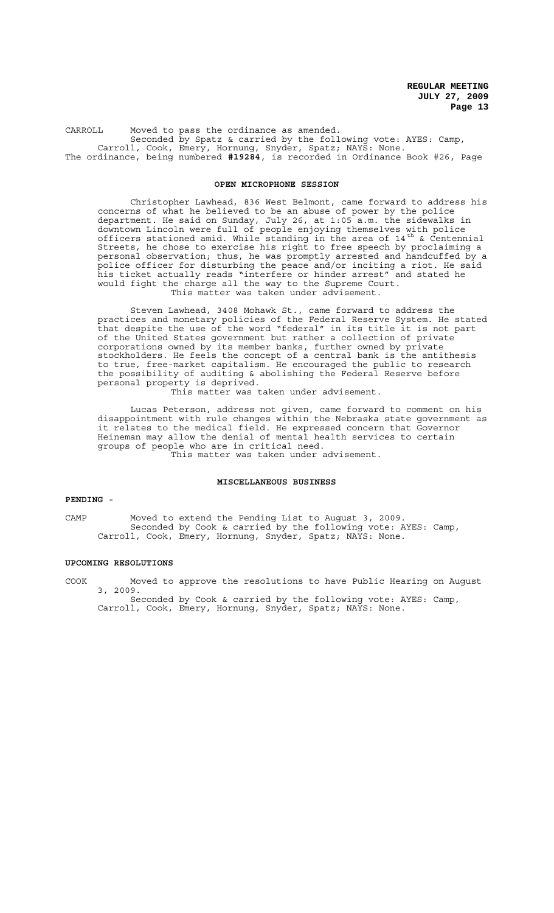CARROLL Moved to pass the ordinance as amended.
Seconded by Spatz & carried by the following vote: AYES: Camp, Carroll, Cook, Emery, Hornung, Snyder, Spatz; NAYS: None.
The ordinance, being numbered **#19284**, is recorded in Ordinance Book #26, Page

## OPEN MICROPHONE SESSION

Christopher Lawhead, 836 West Belmont, came forward to address his concerns of what he believed to be an abuse of power by the police department. He said on Sunday, July 26, at 1:05 a.m. the sidewalks in downtown Lincoln were full of people enjoying themselves with police officers stationed amid. While standing in the area of 14th & Centennial Streets, he chose to exercise his right to free speech by proclaiming a personal observation; thus, he was promptly arrested and handcuffed by a police officer for disturbing the peace and/or inciting a riot. He said his ticket actually reads "interfere or hinder arrest" and stated he would fight the charge all the way to the Supreme Court.
This matter was taken under advisement.

Steven Lawhead, 3408 Mohawk St., came forward to address the practices and monetary policies of the Federal Reserve System. He stated that despite the use of the word "federal" in its title it is not part of the United States government but rather a collection of private corporations owned by its member banks, further owned by private stockholders. He feels the concept of a central bank is the antithesis to true, free-market capitalism. He encouraged the public to research the possibility of auditing & abolishing the Federal Reserve before personal property is deprived.
This matter was taken under advisement.

Lucas Peterson, address not given, came forward to comment on his disappointment with rule changes within the Nebraska state government as it relates to the medical field. He expressed concern that Governor Heineman may allow the denial of mental health services to certain groups of people who are in critical need.
This matter was taken under advisement.

## MISCELLANEOUS BUSINESS

**PENDING -**

CAMP Moved to extend the Pending List to August 3, 2009.
Seconded by Cook & carried by the following vote: AYES: Camp, Carroll, Cook, Emery, Hornung, Snyder, Spatz; NAYS: None.

**UPCOMING RESOLUTIONS**

COOK Moved to approve the resolutions to have Public Hearing on August 3, 2009.
Seconded by Cook & carried by the following vote: AYES: Camp, Carroll, Cook, Emery, Hornung, Snyder, Spatz; NAYS: None.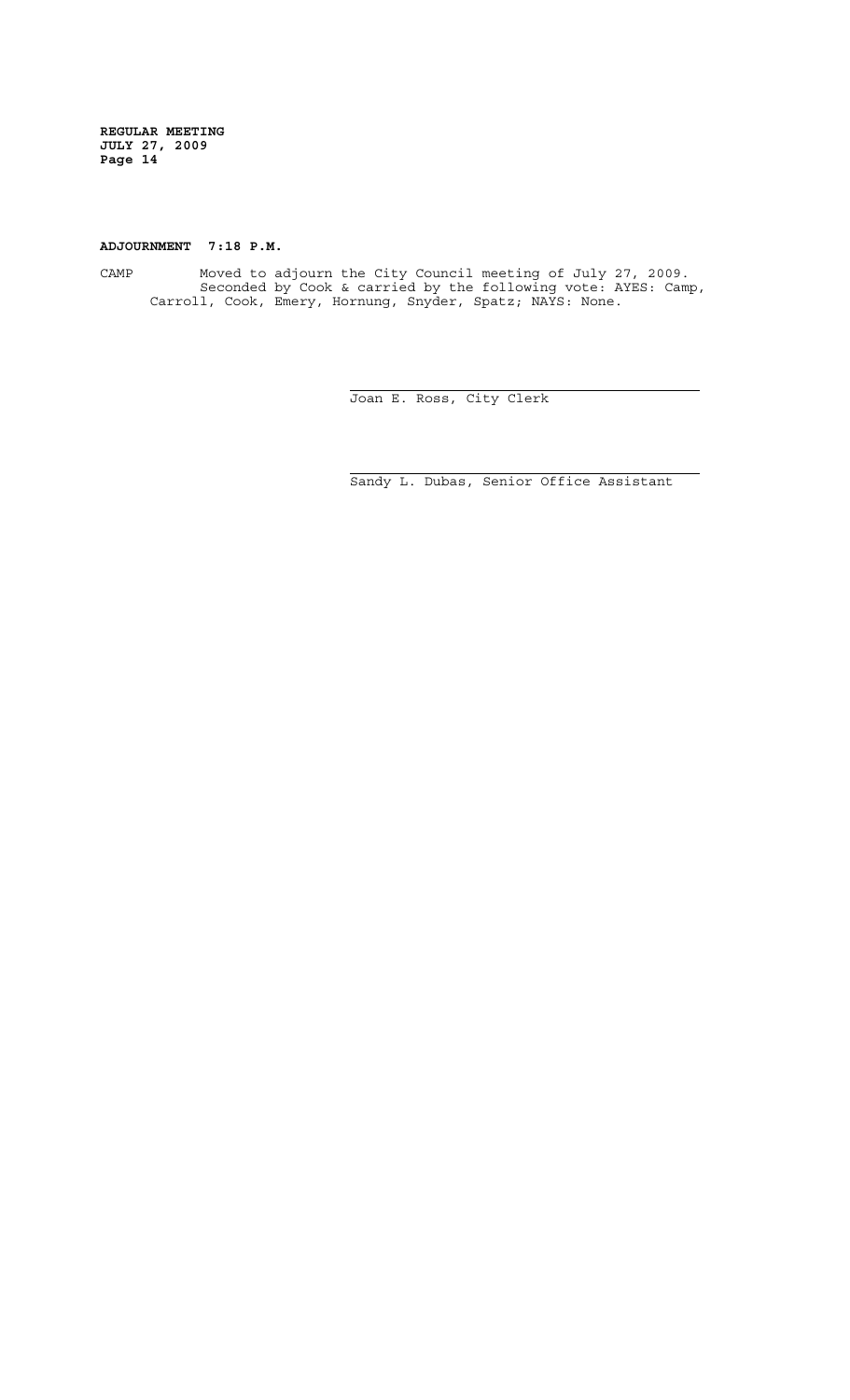**ADJOURNMENT 7:18 P.M.**

CAMP Moved to adjourn the City Council meeting of July 27, 2009. Seconded by Cook & carried by the following vote: AYES: Camp, Carroll, Cook, Emery, Hornung, Snyder, Spatz; NAYS: None.

Joan E. Ross, City Clerk

Sandy L. Dubas, Senior Office Assistant